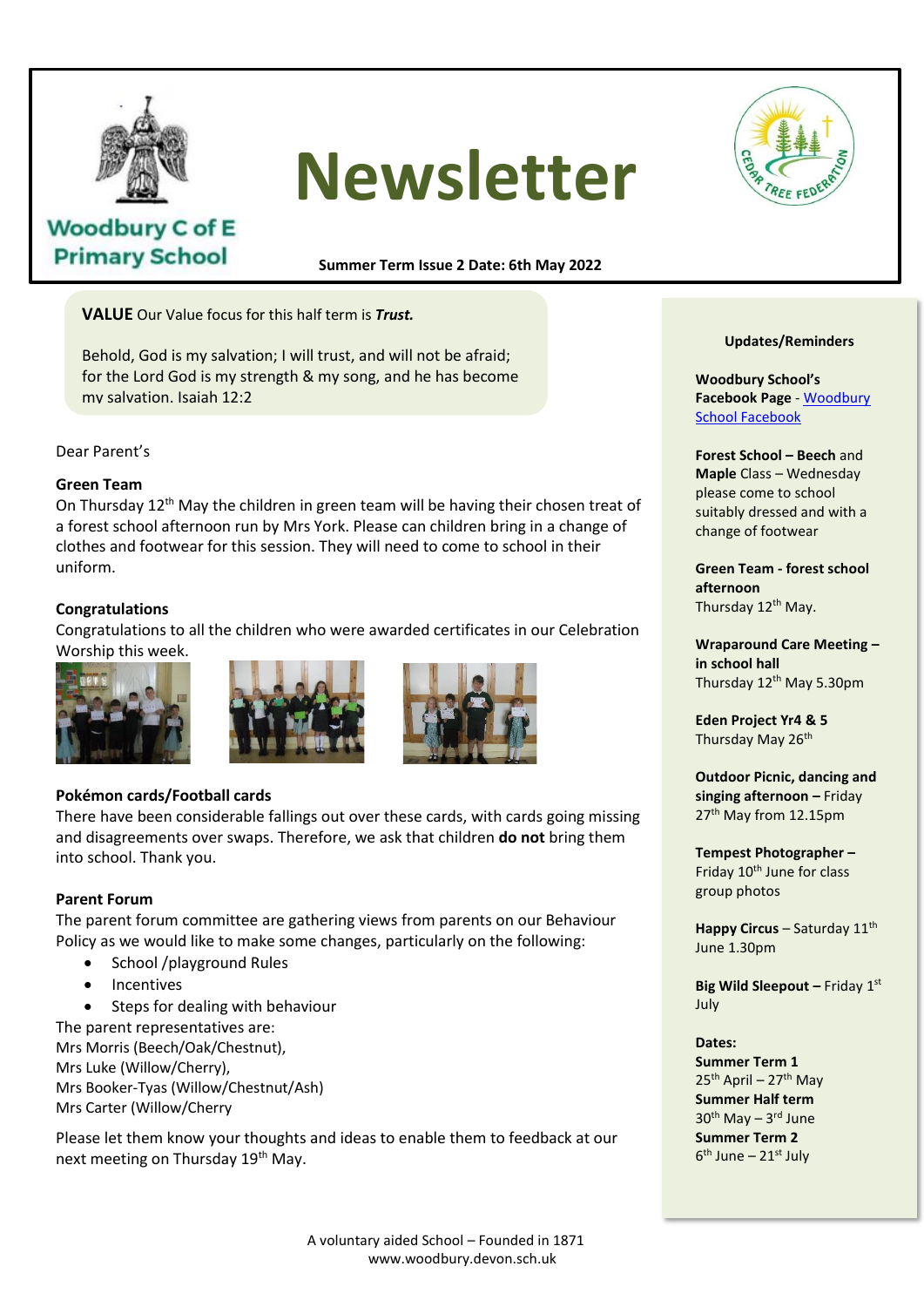# Newsletter

**Woodbury C of E Primary School**

**Summer Term Issue 2 Date: 6th May 2022**

**VALUE** Our Value focus for this half term is ***Trust.***

Behold, God is my salvation; I will trust, and will not be afraid; for the Lord God is my strength & my song, and he has become my salvation. Isaiah 12:2

Dear Parent's

### Green Team

On Thursday 12th May the children in green team will be having their chosen treat of a forest school afternoon run by Mrs York. Please can children bring in a change of clothes and footwear for this session. They will need to come to school in their uniform.

### Congratulations

Congratulations to all the children who were awarded certificates in our Celebration Worship this week.

### Pokémon cards/Football cards

There have been considerable fallings out over these cards, with cards going missing and disagreements over swaps. Therefore, we ask that children **do not** bring them into school. Thank you.

### Parent Forum

The parent forum committee are gathering views from parents on our Behaviour Policy as we would like to make some changes, particularly on the following:

- School /playground Rules
- Incentives
- Steps for dealing with behaviour

The parent representatives are:
Mrs Morris (Beech/Oak/Chestnut),
Mrs Luke (Willow/Cherry),
Mrs Booker-Tyas (Willow/Chestnut/Ash)
Mrs Carter (Willow/Cherry

Please let them know your thoughts and ideas to enable them to feedback at our next meeting on Thursday 19th May.

### Updates/Reminders

**Woodbury School's Facebook Page** - Woodbury School Facebook

**Forest School – Beech** and **Maple** Class – Wednesday please come to school suitably dressed and with a change of footwear

**Green Team - forest school afternoon**
Thursday 12th May.

**Wraparound Care Meeting – in school hall**
Thursday 12th May 5.30pm

**Eden Project Yr4 & 5**
Thursday May 26th

**Outdoor Picnic, dancing and singing afternoon –** Friday 27th May from 12.15pm

**Tempest Photographer –** Friday 10th June for class group photos

**Happy Circus** – Saturday 11th June 1.30pm

**Big Wild Sleepout –** Friday 1st July

**Dates:**
**Summer Term 1**
25th April – 27th May
**Summer Half term**
30th May – 3rd June
**Summer Term 2**
6th June – 21st July

A voluntary aided School – Founded in 1871
www.woodbury.devon.sch.uk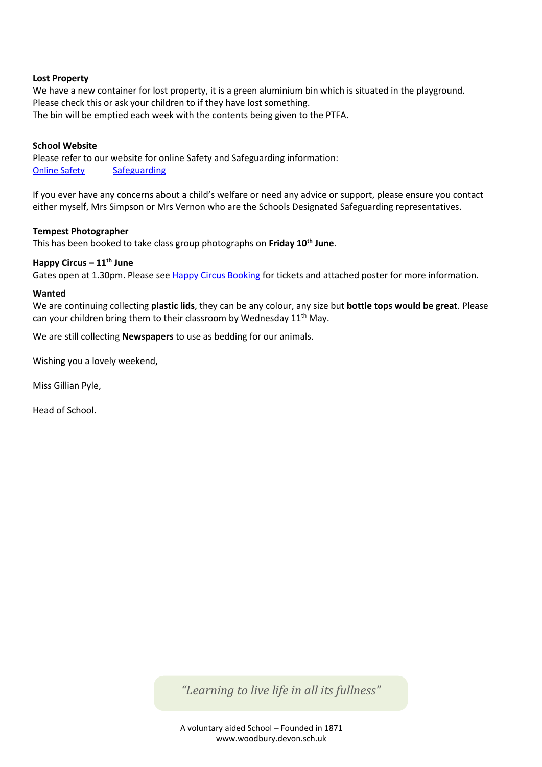**Lost Property**

We have a new container for lost property, it is a green aluminium bin which is situated in the playground.
Please check this or ask your children to if they have lost something.
The bin will be emptied each week with the contents being given to the PTFA.

**School Website**

Please refer to our website for online Safety and Safeguarding information:
Online Safety     Safeguarding

If you ever have any concerns about a child's welfare or need any advice or support, please ensure you contact either myself, Mrs Simpson or Mrs Vernon who are the Schools Designated Safeguarding representatives.

**Tempest Photographer**

This has been booked to take class group photographs on **Friday 10th June**.

**Happy Circus – 11th June**

Gates open at 1.30pm. Please see Happy Circus Booking for tickets and attached poster for more information.

**Wanted**

We are continuing collecting **plastic lids**, they can be any colour, any size but **bottle tops would be great**. Please can your children bring them to their classroom by Wednesday 11th May.

We are still collecting **Newspapers** to use as bedding for our animals.

Wishing you a lovely weekend,

Miss Gillian Pyle,

Head of School.

*"Learning to live life in all its fullness"*

A voluntary aided School – Founded in 1871
www.woodbury.devon.sch.uk